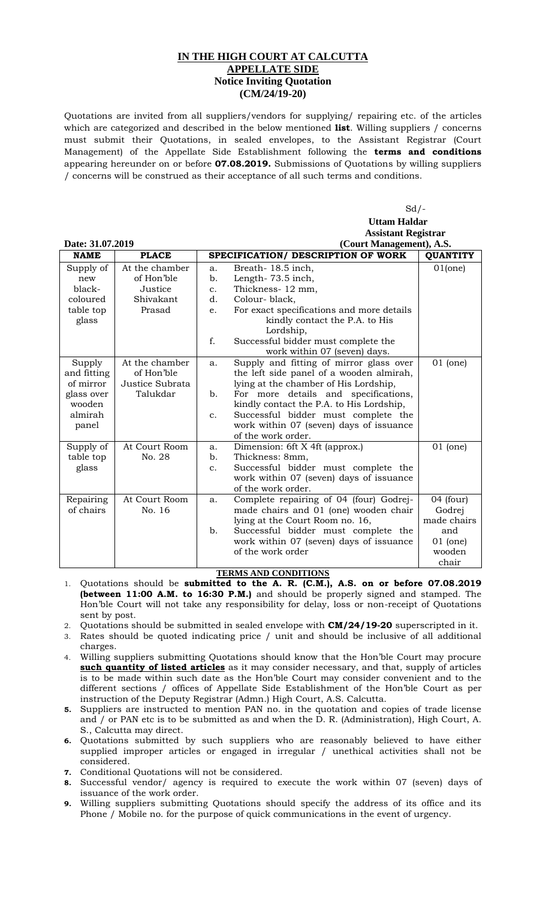# IN THE HIGH COURT AT CALCUTTA
## APPELLATE SIDE
### Notice Inviting Quotation
### (CM/24/19-20)

Quotations are invited from all suppliers/vendors for supplying/ repairing etc. of the articles which are categorized and described in the below mentioned **list**. Willing suppliers / concerns must submit their Quotations, in sealed envelopes, to the Assistant Registrar (Court Management) of the Appellate Side Establishment following the **terms and conditions** appearing hereunder on or before **07.08.2019.** Submissions of Quotations by willing suppliers / concerns will be construed as their acceptance of all such terms and conditions.

Sd/-
**Uttam Haldar**
**Assistant Registrar**
**(Court Management), A.S.**

**Date: 31.07.2019**

| NAME | PLACE | SPECIFICATION/ DESCRIPTION OF WORK | QUANTITY |
|---|---|---|---|
| Supply of new black-coloured table top glass | At the chamber of Hon'ble Justice Shivakant Prasad | a. Breath- 18.5 inch,<br>b. Length- 73.5 inch,<br>c. Thickness- 12 mm,<br>d. Colour- black,<br>e. For exact specifications and more details kindly contact the P.A. to His Lordship,<br>f. Successful bidder must complete the work within 07 (seven) days. | 01(one) |
| Supply and fitting of mirror glass over wooden almirah panel | At the chamber of Hon'ble Justice Subrata Talukdar | a. Supply and fitting of mirror glass over the left side panel of a wooden almirah, lying at the chamber of His Lordship,<br>b. For more details and specifications, kindly contact the P.A. to His Lordship,<br>c. Successful bidder must complete the work within 07 (seven) days of issuance of the work order. | 01 (one) |
| Supply of table top glass | At Court Room No. 28 | a. Dimension: 6ft X 4ft (approx.)<br>b. Thickness: 8mm,<br>c. Successful bidder must complete the work within 07 (seven) days of issuance of the work order. | 01 (one) |
| Repairing of chairs | At Court Room No. 16 | a. Complete repairing of 04 (four) Godrej-made chairs and 01 (one) wooden chair lying at the Court Room no. 16,<br>b. Successful bidder must complete the work within 07 (seven) days of issuance of the work order | 04 (four) Godrej made chairs and 01 (one) wooden chair |

**TERMS AND CONDITIONS**

1. Quotations should be **submitted to the A. R. (C.M.), A.S. on or before 07.08.2019 (between 11:00 A.M. to 16:30 P.M.)** and should be properly signed and stamped. The Hon'ble Court will not take any responsibility for delay, loss or non-receipt of Quotations sent by post.
2. Quotations should be submitted in sealed envelope with **CM/24/19-20** superscripted in it.
3. Rates should be quoted indicating price / unit and should be inclusive of all additional charges.
4. Willing suppliers submitting Quotations should know that the Hon'ble Court may procure **such quantity of listed articles** as it may consider necessary, and that, supply of articles is to be made within such date as the Hon'ble Court may consider convenient and to the different sections / offices of Appellate Side Establishment of the Hon'ble Court as per instruction of the Deputy Registrar (Admn.) High Court, A.S. Calcutta.
5. Suppliers are instructed to mention PAN no. in the quotation and copies of trade license and / or PAN etc is to be submitted as and when the D. R. (Administration), High Court, A. S., Calcutta may direct.
6. Quotations submitted by such suppliers who are reasonably believed to have either supplied improper articles or engaged in irregular / unethical activities shall not be considered.
7. Conditional Quotations will not be considered.
8. Successful vendor/ agency is required to execute the work within 07 (seven) days of issuance of the work order.
9. Willing suppliers submitting Quotations should specify the address of its office and its Phone / Mobile no. for the purpose of quick communications in the event of urgency.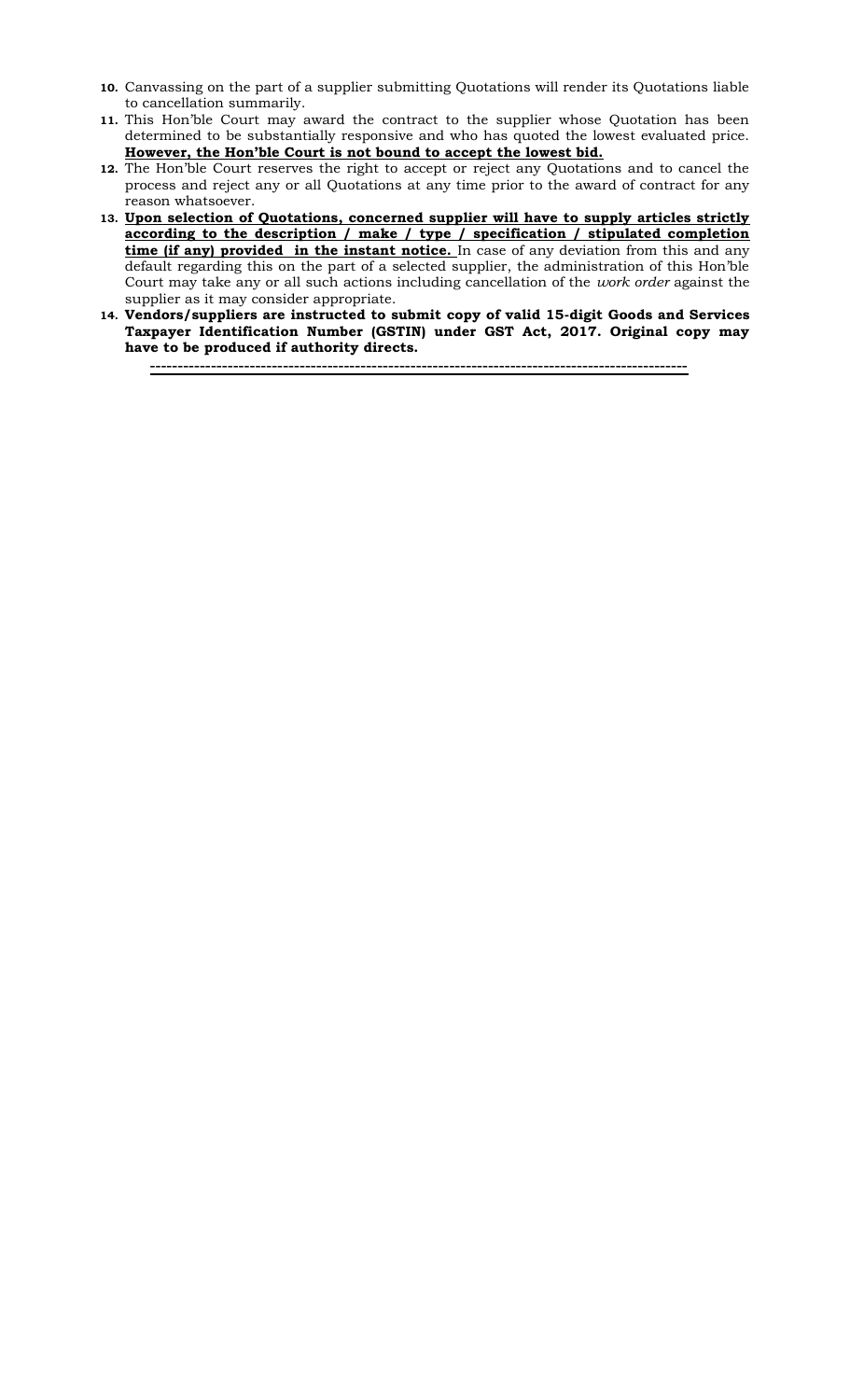10. Canvassing on the part of a supplier submitting Quotations will render its Quotations liable to cancellation summarily.
11. This Hon'ble Court may award the contract to the supplier whose Quotation has been determined to be substantially responsive and who has quoted the lowest evaluated price. **<u>However, the Hon'ble Court is not bound to accept the lowest bid.</u>**
12. The Hon'ble Court reserves the right to accept or reject any Quotations and to cancel the process and reject any or all Quotations at any time prior to the award of contract for any reason whatsoever.
13. **<u>Upon selection of Quotations, concerned supplier will have to supply articles strictly according to the description / make / type / specification / stipulated completion time (if any) provided in the instant notice.</u>** In case of any deviation from this and any default regarding this on the part of a selected supplier, the administration of this Hon'ble Court may take any or all such actions including cancellation of the *work order* against the supplier as it may consider appropriate.
14. **Vendors/suppliers are instructed to submit copy of valid 15-digit Goods and Services Taxpayer Identification Number (GSTIN) under GST Act, 2017. Original copy may have to be produced if authority directs.**

---